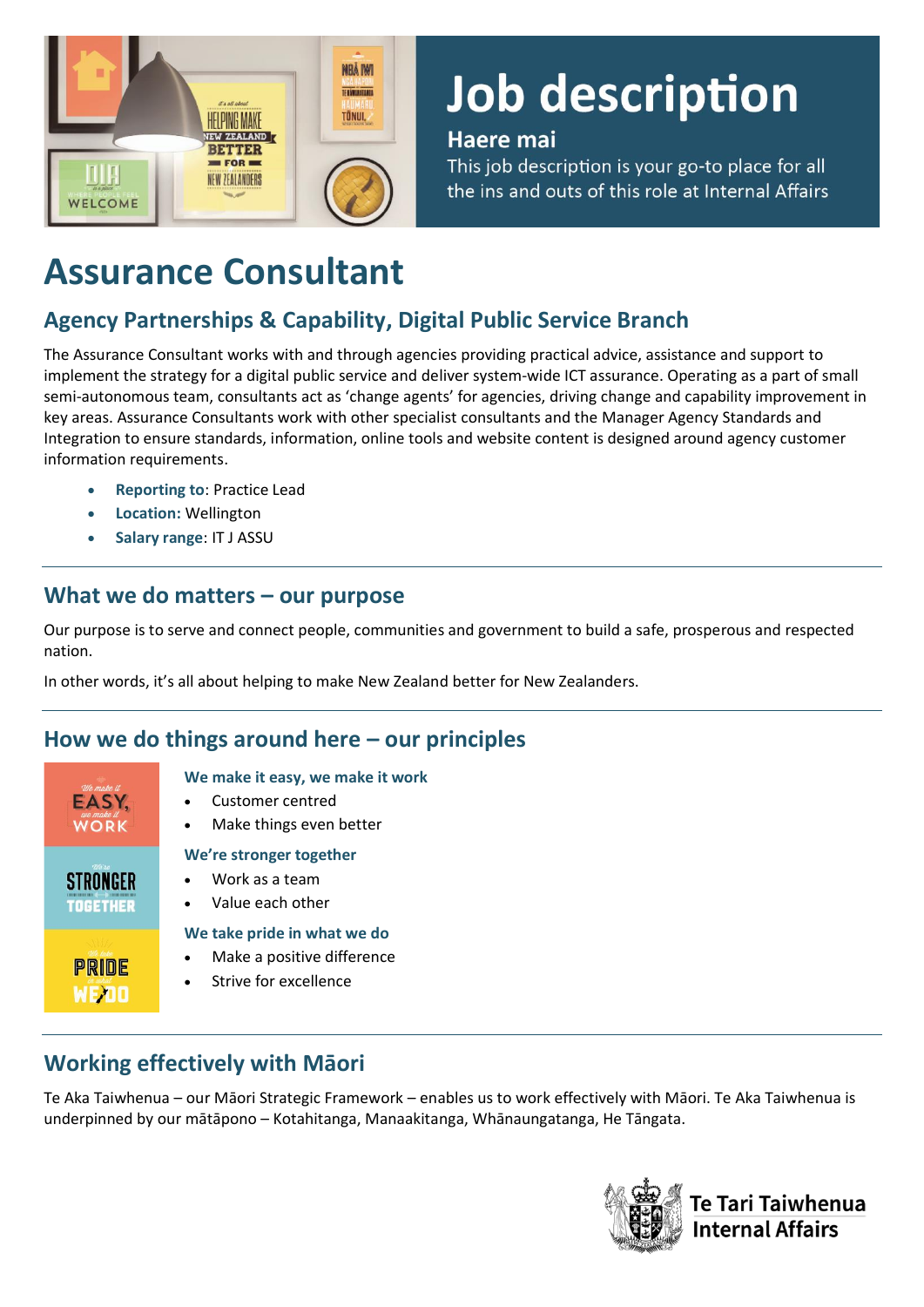# Job description

**Haere mai**

This job description is your go-to place for all the ins and outs of this role at Internal Affairs

# Assurance Consultant

## Agency Partnerships & Capability, Digital Public Service Branch

The Assurance Consultant works with and through agencies providing practical advice, assistance and support to implement the strategy for a digital public service and deliver system-wide ICT assurance. Operating as a part of small semi-autonomous team, consultants act as 'change agents' for agencies, driving change and capability improvement in key areas. Assurance Consultants work with other specialist consultants and the Manager Agency Standards and Integration to ensure standards, information, online tools and website content is designed around agency customer information requirements.

- **Reporting to**: Practice Lead
- **Location:** Wellington
- **Salary range**: IT J ASSU

## What we do matters – our purpose

Our purpose is to serve and connect people, communities and government to build a safe, prosperous and respected nation.

In other words, it's all about helping to make New Zealand better for New Zealanders.

## How we do things around here – our principles

**We make it easy, we make it work**

- Customer centred
- Make things even better

**We're stronger together**

- Work as a team
- Value each other

**We take pride in what we do**

- Make a positive difference
- Strive for excellence

## Working effectively with Māori

Te Aka Taiwhenua – our Māori Strategic Framework – enables us to work effectively with Māori. Te Aka Taiwhenua is underpinned by our mātāpono – Kotahitanga, Manaakitanga, Whānaungatanga, He Tāngata.

Te Tari Taiwhenua
Internal Affairs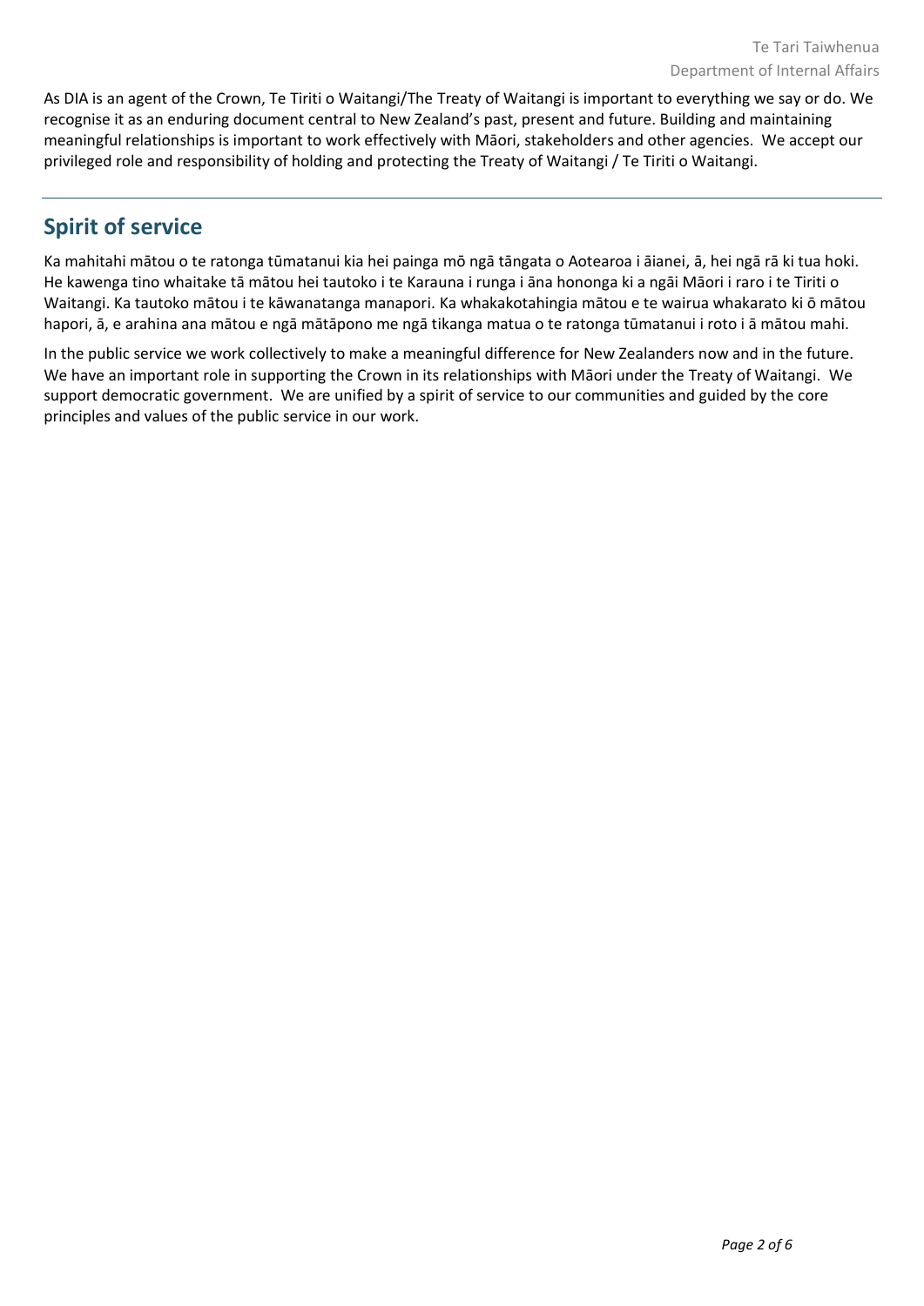As DIA is an agent of the Crown, Te Tiriti o Waitangi/The Treaty of Waitangi is important to everything we say or do. We recognise it as an enduring document central to New Zealand's past, present and future. Building and maintaining meaningful relationships is important to work effectively with Māori, stakeholders and other agencies. We accept our privileged role and responsibility of holding and protecting the Treaty of Waitangi / Te Tiriti o Waitangi.

---

## Spirit of service

Ka mahitahi mātou o te ratonga tūmatanui kia hei painga mō ngā tāngata o Aotearoa i āianei, ā, hei ngā rā ki tua hoki. He kawenga tino whaitake tā mātou hei tautoko i te Karauna i runga i āna hononga ki a ngāi Māori i raro i te Tiriti o Waitangi. Ka tautoko mātou i te kāwanatanga manapori. Ka whakakotahingia mātou e te wairua whakarato ki ō mātou hapori, ā, e arahina ana mātou e ngā mātāpono me ngā tikanga matua o te ratonga tūmatanui i roto i ā mātou mahi.

In the public service we work collectively to make a meaningful difference for New Zealanders now and in the future. We have an important role in supporting the Crown in its relationships with Māori under the Treaty of Waitangi. We support democratic government. We are unified by a spirit of service to our communities and guided by the core principles and values of the public service in our work.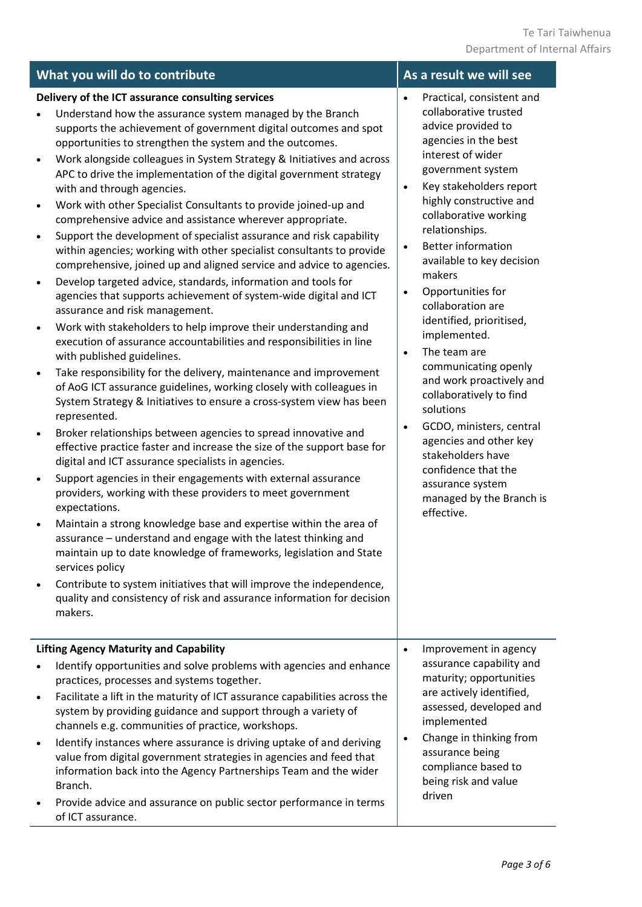| What you will do to contribute | As a result we will see |
| --- | --- |
| **Delivery of the ICT assurance consulting services**<br>• Understand how the assurance system managed by the Branch supports the achievement of government digital outcomes and spot opportunities to strengthen the system and the outcomes.<br>• Work alongside colleagues in System Strategy & Initiatives and across APC to drive the implementation of the digital government strategy with and through agencies.<br>• Work with other Specialist Consultants to provide joined-up and comprehensive advice and assistance wherever appropriate.<br>• Support the development of specialist assurance and risk capability within agencies; working with other specialist consultants to provide comprehensive, joined up and aligned service and advice to agencies.<br>• Develop targeted advice, standards, information and tools for agencies that supports achievement of system-wide digital and ICT assurance and risk management.<br>• Work with stakeholders to help improve their understanding and execution of assurance accountabilities and responsibilities in line with published guidelines.<br>• Take responsibility for the delivery, maintenance and improvement of AoG ICT assurance guidelines, working closely with colleagues in System Strategy & Initiatives to ensure a cross-system view has been represented.<br>• Broker relationships between agencies to spread innovative and effective practice faster and increase the size of the support base for digital and ICT assurance specialists in agencies.<br>• Support agencies in their engagements with external assurance providers, working with these providers to meet government expectations.<br>• Maintain a strong knowledge base and expertise within the area of assurance – understand and engage with the latest thinking and maintain up to date knowledge of frameworks, legislation and State services policy<br>• Contribute to system initiatives that will improve the independence, quality and consistency of risk and assurance information for decision makers. | • Practical, consistent and collaborative trusted advice provided to agencies in the best interest of wider government system<br>• Key stakeholders report highly constructive and collaborative working relationships.<br>• Better information available to key decision makers<br>• Opportunities for collaboration are identified, prioritised, implemented.<br>• The team are communicating openly and work proactively and collaboratively to find solutions<br>• GCDO, ministers, central agencies and other key stakeholders have confidence that the assurance system managed by the Branch is effective. |
| **Lifting Agency Maturity and Capability**<br>• Identify opportunities and solve problems with agencies and enhance practices, processes and systems together.<br>• Facilitate a lift in the maturity of ICT assurance capabilities across the system by providing guidance and support through a variety of channels e.g. communities of practice, workshops.<br>• Identify instances where assurance is driving uptake of and deriving value from digital government strategies in agencies and feed that information back into the Agency Partnerships Team and the wider Branch.<br>• Provide advice and assurance on public sector performance in terms of ICT assurance. | • Improvement in agency assurance capability and maturity; opportunities are actively identified, assessed, developed and implemented<br>• Change in thinking from assurance being compliance based to being risk and value driven |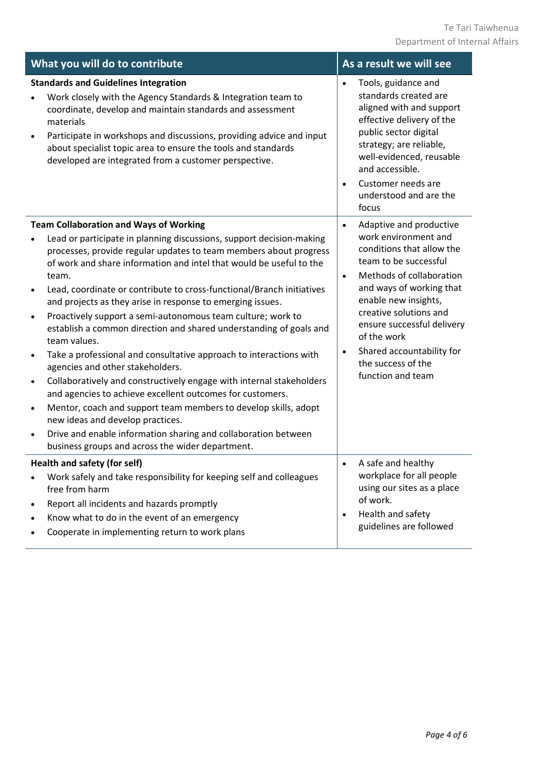| What you will do to contribute | As a result we will see |
|---|---|
| **Standards and Guidelines Integration**<br>• Work closely with the Agency Standards & Integration team to coordinate, develop and maintain standards and assessment materials<br>• Participate in workshops and discussions, providing advice and input about specialist topic area to ensure the tools and standards developed are integrated from a customer perspective. | • Tools, guidance and standards created are aligned with and support effective delivery of the public sector digital strategy; are reliable, well-evidenced, reusable and accessible.<br>• Customer needs are understood and are the focus |
| **Team Collaboration and Ways of Working**<br>• Lead or participate in planning discussions, support decision-making processes, provide regular updates to team members about progress of work and share information and intel that would be useful to the team.<br>• Lead, coordinate or contribute to cross-functional/Branch initiatives and projects as they arise in response to emerging issues.<br>• Proactively support a semi-autonomous team culture; work to establish a common direction and shared understanding of goals and team values.<br>• Take a professional and consultative approach to interactions with agencies and other stakeholders.<br>• Collaboratively and constructively engage with internal stakeholders and agencies to achieve excellent outcomes for customers.<br>• Mentor, coach and support team members to develop skills, adopt new ideas and develop practices.<br>• Drive and enable information sharing and collaboration between business groups and across the wider department. | • Adaptive and productive work environment and conditions that allow the team to be successful<br>• Methods of collaboration and ways of working that enable new insights, creative solutions and ensure successful delivery of the work<br>• Shared accountability for the success of the function and team |
| **Health and safety (for self)**<br>• Work safely and take responsibility for keeping self and colleagues free from harm<br>• Report all incidents and hazards promptly<br>• Know what to do in the event of an emergency<br>• Cooperate in implementing return to work plans | • A safe and healthy workplace for all people using our sites as a place of work.<br>• Health and safety guidelines are followed |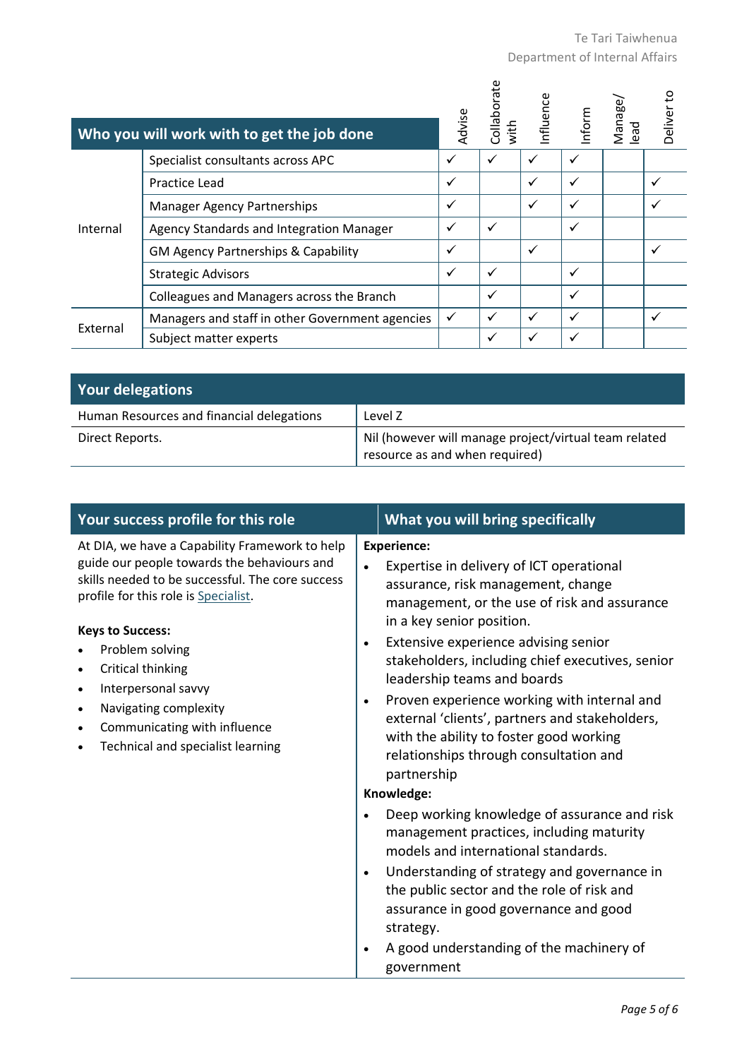| Who you will work with to get the job done | | Advise | Collaborate with | Influence | Inform | Manage/ lead | Deliver to |
|---|---|---|---|---|---|---|---|
| Internal | Specialist consultants across APC | ✓ | ✓ | ✓ | ✓ | | |
| | Practice Lead | ✓ | | ✓ | ✓ | | ✓ |
| | Manager Agency Partnerships | ✓ | | ✓ | ✓ | | ✓ |
| | Agency Standards and Integration Manager | ✓ | ✓ | | ✓ | | |
| | GM Agency Partnerships & Capability | ✓ | | ✓ | | | ✓ |
| | Strategic Advisors | ✓ | ✓ | | ✓ | | |
| | Colleagues and Managers across the Branch | | ✓ | | ✓ | | |
| External | Managers and staff in other Government agencies | ✓ | ✓ | ✓ | ✓ | | ✓ |
| | Subject matter experts | | ✓ | ✓ | ✓ | | |

| Your delegations | |
|---|---|
| Human Resources and financial delegations | Level Z |
| Direct Reports. | Nil (however will manage project/virtual team related resource as and when required) |

## Your success profile for this role

At DIA, we have a Capability Framework to help guide our people towards the behaviours and skills needed to be successful. The core success profile for this role is Specialist.

**Keys to Success:**

- Problem solving
- Critical thinking
- Interpersonal savvy
- Navigating complexity
- Communicating with influence
- Technical and specialist learning

## What you will bring specifically

**Experience:**

- Expertise in delivery of ICT operational assurance, risk management, change management, or the use of risk and assurance in a key senior position.
- Extensive experience advising senior stakeholders, including chief executives, senior leadership teams and boards
- Proven experience working with internal and external 'clients', partners and stakeholders, with the ability to foster good working relationships through consultation and partnership

**Knowledge:**

- Deep working knowledge of assurance and risk management practices, including maturity models and international standards.
- Understanding of strategy and governance in the public sector and the role of risk and assurance in good governance and good strategy.
- A good understanding of the machinery of government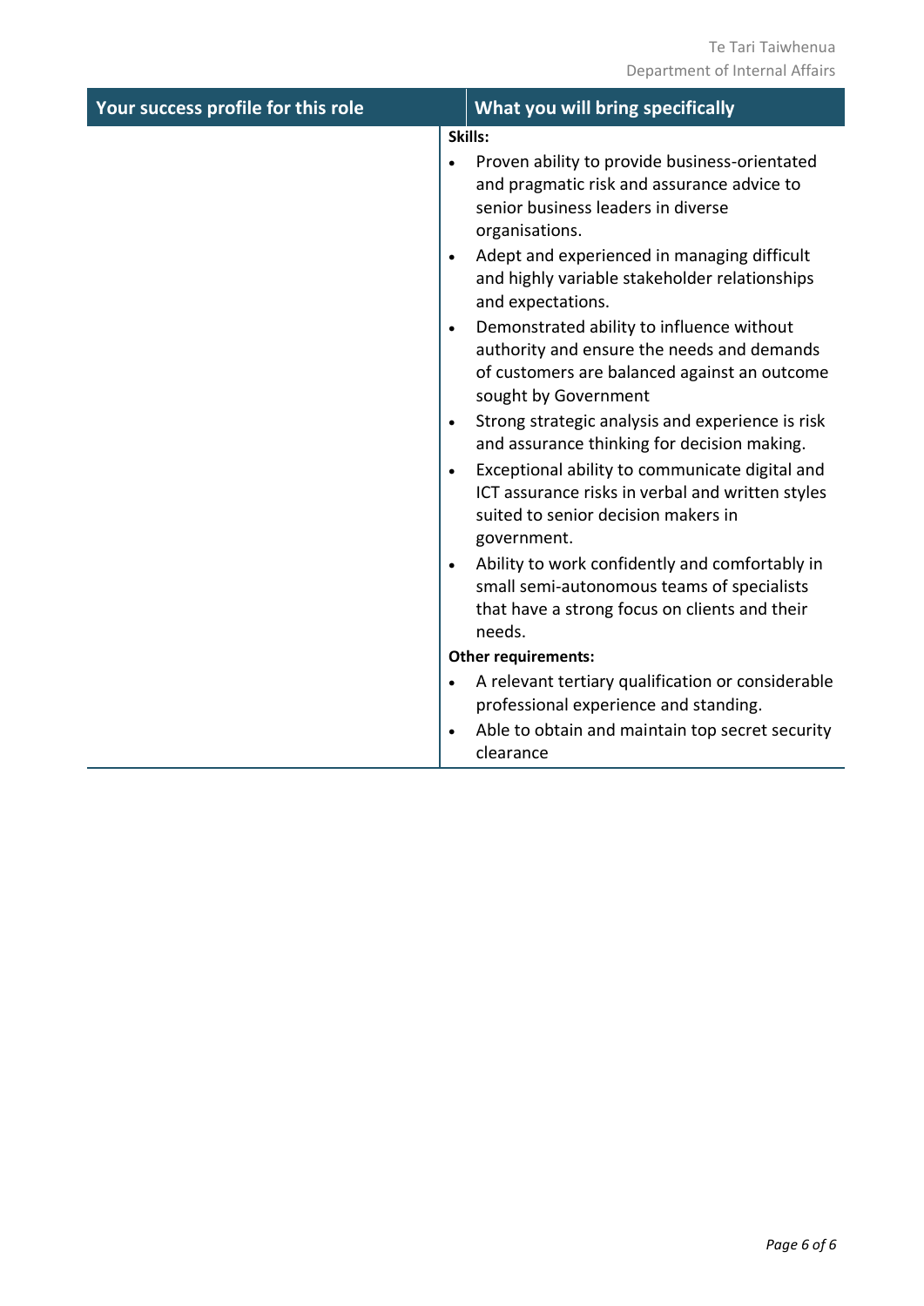| Your success profile for this role | What you will bring specifically |
| --- | --- |
| | **Skills:**<br>• Proven ability to provide business-orientated and pragmatic risk and assurance advice to senior business leaders in diverse organisations.<br>• Adept and experienced in managing difficult and highly variable stakeholder relationships and expectations.<br>• Demonstrated ability to influence without authority and ensure the needs and demands of customers are balanced against an outcome sought by Government<br>• Strong strategic analysis and experience is risk and assurance thinking for decision making.<br>• Exceptional ability to communicate digital and ICT assurance risks in verbal and written styles suited to senior decision makers in government.<br>• Ability to work confidently and comfortably in small semi-autonomous teams of specialists that have a strong focus on clients and their needs.<br>**Other requirements:**<br>• A relevant tertiary qualification or considerable professional experience and standing.<br>• Able to obtain and maintain top secret security clearance |